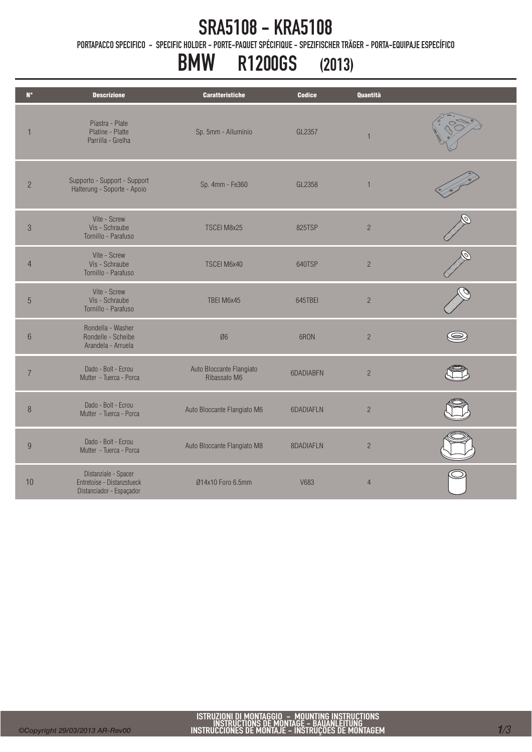# SRA5108 - KRA5108

PORTAPACCO SPECIFICO - SPECIFIC HOLDER - PORTE-PAQUET SPÉCIFIQUE - SPEZIFISCHER TRÄGER - PORTA-EQUIPAJE ESPECÍFICO

## BMW R1200GS (2013)

| N° | Descrizione | Caratteristiche | Codice | Quantità |
|---|---|---|---|---|
| 1 | Piastra - Plate Platine - Platte Parrilla - Grelha | Sp. 5mm - Alluminio | GL2357 | 1 |
| 2 | Supporto - Support - Support Halterung - Soporte - Apoio | Sp. 4mm - Fe360 | GL2358 | 1 |
| 3 | Vite - Screw Vis - Schraube Tornillo - Parafuso | TSCEI M8x25 | 825TSP | 2 |
| 4 | Vite - Screw Vis - Schraube Tornillo - Parafuso | TSCEI M6x40 | 640TSP | 2 |
| 5 | Vite - Screw Vis - Schraube Tornillo - Parafuso | TBEI M6x45 | 645TBEI | 2 |
| 6 | Rondella - Washer Rondelle - Scheibe Arandela - Arruela | Ø6 | 6RON | 2 |
| 7 | Dado - Bolt - Ecrou Mutter - Tuerca - Porca | Auto Bloccante Flangiato Ribassato M6 | 6DADIABFN | 2 |
| 8 | Dado - Bolt - Ecrou Mutter - Tuerca - Porca | Auto Bloccante Flangiato M6 | 6DADIAFLN | 2 |
| 9 | Dado - Bolt - Ecrou Mutter - Tuerca - Porca | Auto Bloccante Flangiato M8 | 8DADIAFLN | 2 |
| 10 | Distanziale - Spacer Entretoise - Distanzstueck Distanciador - Espaçador | Ø14x10 Foro 6.5mm | V683 | 4 |

ISTRUZIONI DI MONTAGGIO - MOUNTING INSTRUCTIONS
INSTRUCTIONS DE MONTAGE - BAUANLEITUNG
INSTRUCCIONES DE MONTAJE - INSTRUÇÕES DE MONTAGEM

*©Copyright 29/03/2013 AR-Rev00*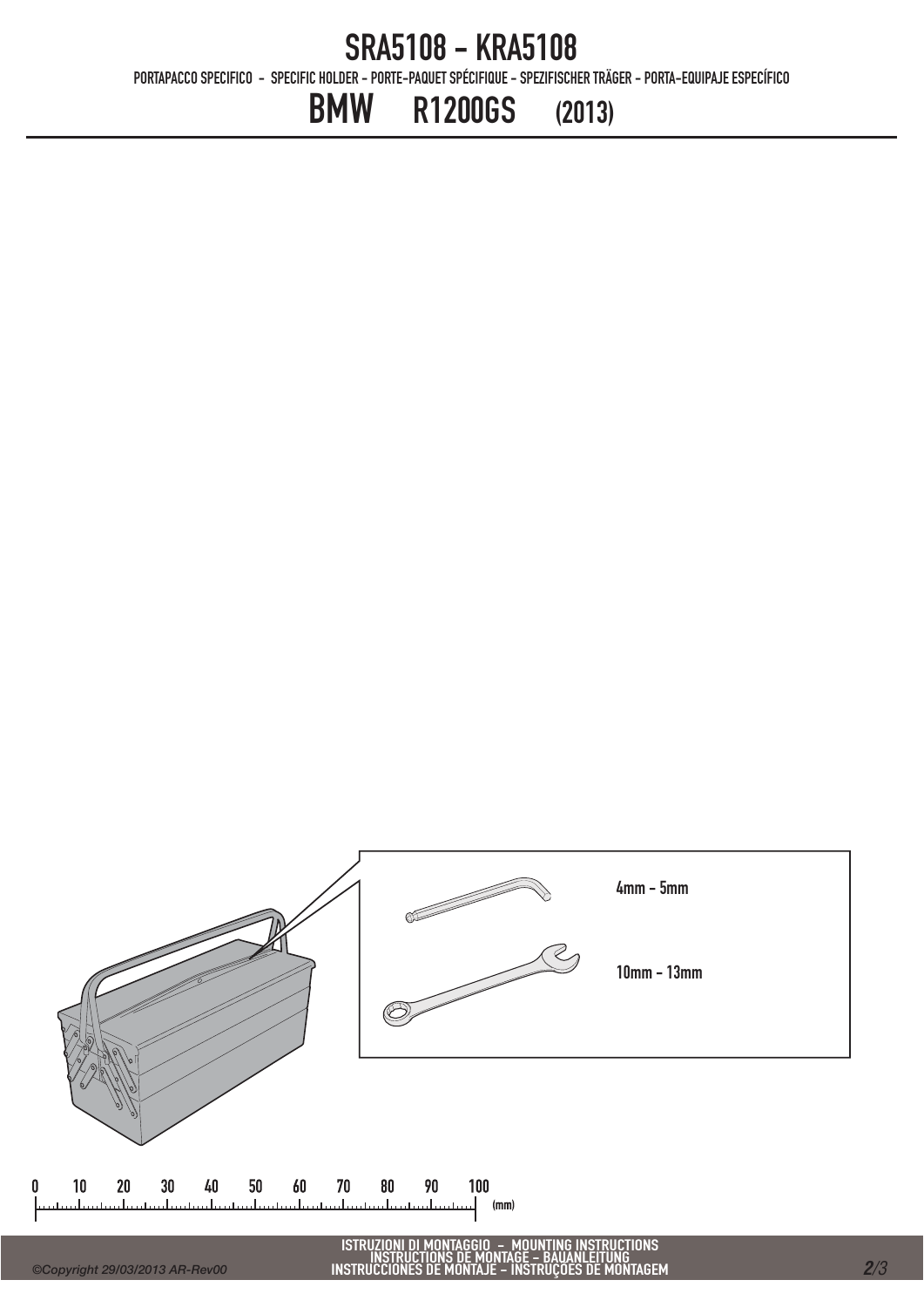# SRA5108 - KRA5108

PORTAPACCO SPECIFICO - SPECIFIC HOLDER - PORTE-PAQUET SPÉCIFIQUE - SPEZIFISCHER TRÄGER - PORTA-EQUIPAJE ESPECÍFICO

## BMW R1200GS (2013)

4mm - 5mm

10mm - 13mm

0 10 20 30 40 50 60 70 80 90 100 (mm)

ISTRUZIONI DI MONTAGGIO - MOUNTING INSTRUCTIONS
INSTRUCTIONS DE MONTAGE - BAUANLEITUNG
INSTRUCCIONES DE MONTAJE - INSTRUÇOES DE MONTAGEM

©Copyright 29/03/2013 AR-Rev00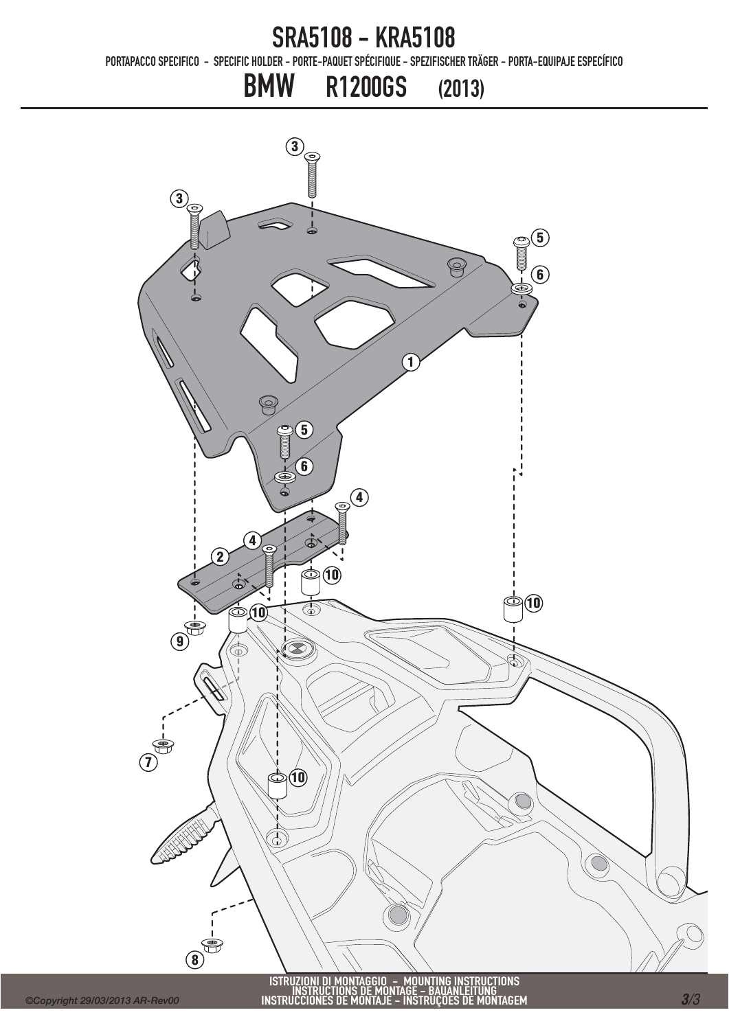# SRA5108 - KRA5108

PORTAPACCO SPECIFICO - SPECIFIC HOLDER - PORTE-PAQUET SPÉCIFIQUE - SPEZIFISCHER TRÄGER - PORTA-EQUIPAJE ESPECÍFICO

## BMW R1200GS (2013)

3
3
5
6
1
5
6
4
4
2
10
10
10
9
7
10
8

ISTRUZIONI DI MONTAGGIO - MOUNTING INSTRUCTIONS
INSTRUCTIONS DE MONTAGE - BAUANLEITUNG
INSTRUCCIONES DE MONTAJE - INSTRUÇÕES DE MONTAGEM

*©Copyright 29/03/2013 AR-Rev00*